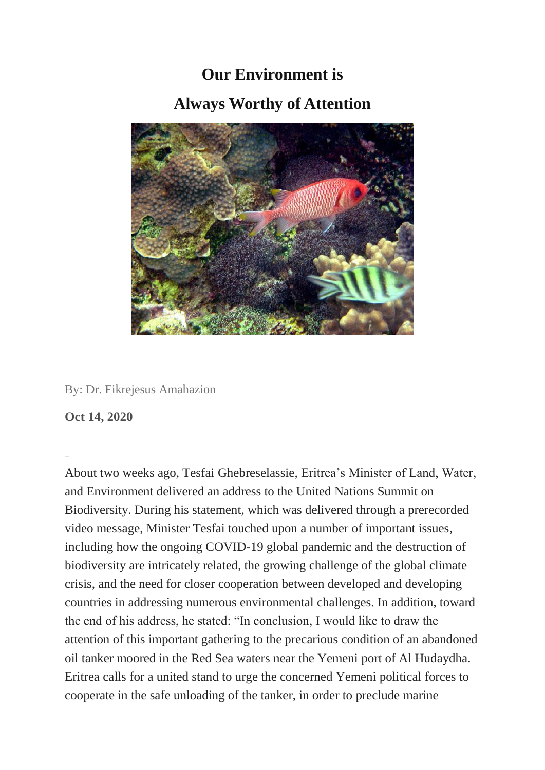# Our Environment is Always Worthy of Attention

By: Dr. Fikrejesus Amahazion

**Oct 14, 2020**

About two weeks ago, Tesfai Ghebreselassie, Eritrea's Minister of Land, Water, and Environment delivered an address to the United Nations Summit on Biodiversity. During his statement, which was delivered through a prerecorded video message, Minister Tesfai touched upon a number of important issues, including how the ongoing COVID-19 global pandemic and the destruction of biodiversity are intricately related, the growing challenge of the global climate crisis, and the need for closer cooperation between developed and developing countries in addressing numerous environmental challenges. In addition, toward the end of his address, he stated: "In conclusion, I would like to draw the attention of this important gathering to the precarious condition of an abandoned oil tanker moored in the Red Sea waters near the Yemeni port of Al Hudaydha. Eritrea calls for a united stand to urge the concerned Yemeni political forces to cooperate in the safe unloading of the tanker, in order to preclude marine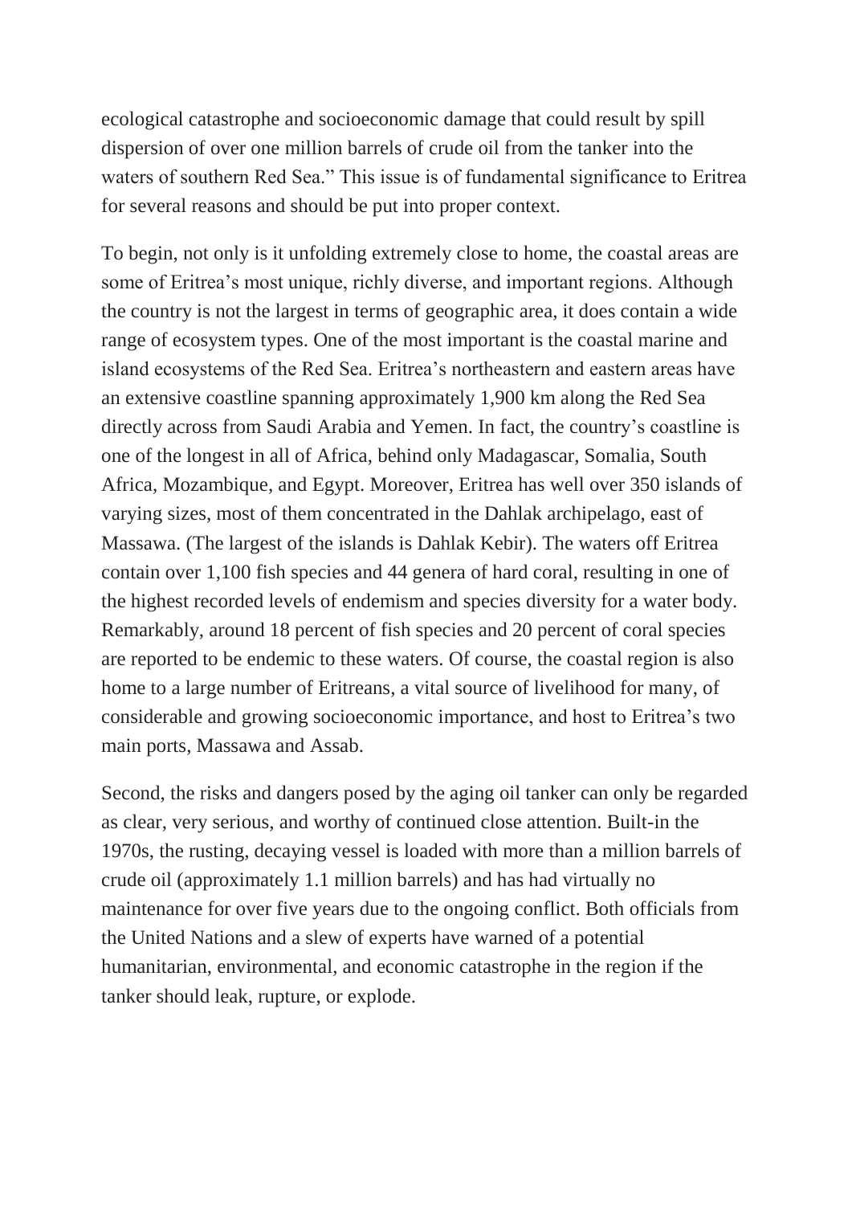ecological catastrophe and socioeconomic damage that could result by spill dispersion of over one million barrels of crude oil from the tanker into the waters of southern Red Sea." This issue is of fundamental significance to Eritrea for several reasons and should be put into proper context.

To begin, not only is it unfolding extremely close to home, the coastal areas are some of Eritrea's most unique, richly diverse, and important regions. Although the country is not the largest in terms of geographic area, it does contain a wide range of ecosystem types. One of the most important is the coastal marine and island ecosystems of the Red Sea. Eritrea's northeastern and eastern areas have an extensive coastline spanning approximately 1,900 km along the Red Sea directly across from Saudi Arabia and Yemen. In fact, the country's coastline is one of the longest in all of Africa, behind only Madagascar, Somalia, South Africa, Mozambique, and Egypt. Moreover, Eritrea has well over 350 islands of varying sizes, most of them concentrated in the Dahlak archipelago, east of Massawa. (The largest of the islands is Dahlak Kebir). The waters off Eritrea contain over 1,100 fish species and 44 genera of hard coral, resulting in one of the highest recorded levels of endemism and species diversity for a water body. Remarkably, around 18 percent of fish species and 20 percent of coral species are reported to be endemic to these waters. Of course, the coastal region is also home to a large number of Eritreans, a vital source of livelihood for many, of considerable and growing socioeconomic importance, and host to Eritrea's two main ports, Massawa and Assab.

Second, the risks and dangers posed by the aging oil tanker can only be regarded as clear, very serious, and worthy of continued close attention. Built-in the 1970s, the rusting, decaying vessel is loaded with more than a million barrels of crude oil (approximately 1.1 million barrels) and has had virtually no maintenance for over five years due to the ongoing conflict. Both officials from the United Nations and a slew of experts have warned of a potential humanitarian, environmental, and economic catastrophe in the region if the tanker should leak, rupture, or explode.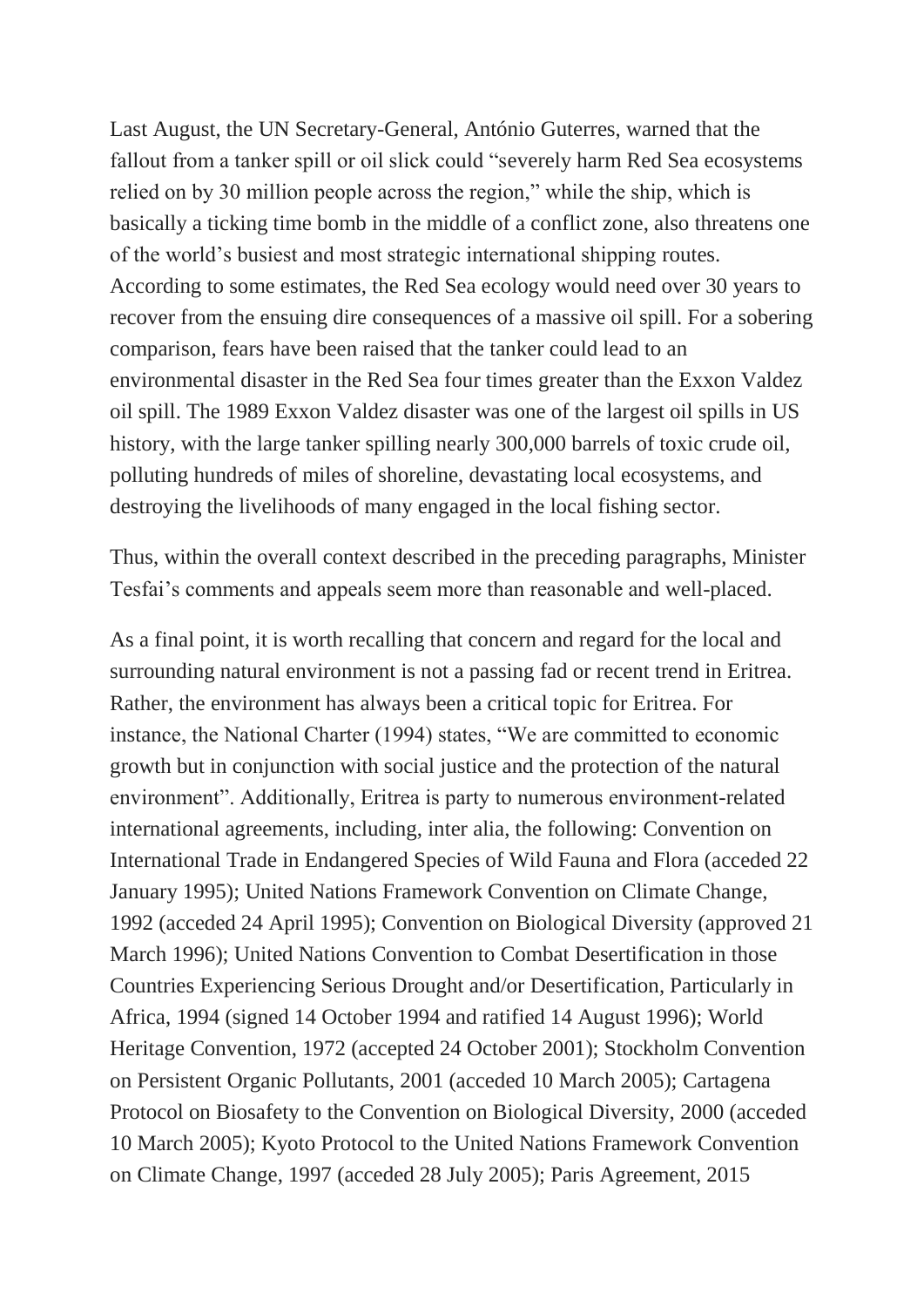Last August, the UN Secretary-General, António Guterres, warned that the fallout from a tanker spill or oil slick could “severely harm Red Sea ecosystems relied on by 30 million people across the region,” while the ship, which is basically a ticking time bomb in the middle of a conflict zone, also threatens one of the world’s busiest and most strategic international shipping routes. According to some estimates, the Red Sea ecology would need over 30 years to recover from the ensuing dire consequences of a massive oil spill. For a sobering comparison, fears have been raised that the tanker could lead to an environmental disaster in the Red Sea four times greater than the Exxon Valdez oil spill. The 1989 Exxon Valdez disaster was one of the largest oil spills in US history, with the large tanker spilling nearly 300,000 barrels of toxic crude oil, polluting hundreds of miles of shoreline, devastating local ecosystems, and destroying the livelihoods of many engaged in the local fishing sector.

Thus, within the overall context described in the preceding paragraphs, Minister Tesfai’s comments and appeals seem more than reasonable and well-placed.

As a final point, it is worth recalling that concern and regard for the local and surrounding natural environment is not a passing fad or recent trend in Eritrea. Rather, the environment has always been a critical topic for Eritrea. For instance, the National Charter (1994) states, “We are committed to economic growth but in conjunction with social justice and the protection of the natural environment”. Additionally, Eritrea is party to numerous environment-related international agreements, including, inter alia, the following: Convention on International Trade in Endangered Species of Wild Fauna and Flora (acceded 22 January 1995); United Nations Framework Convention on Climate Change, 1992 (acceded 24 April 1995); Convention on Biological Diversity (approved 21 March 1996); United Nations Convention to Combat Desertification in those Countries Experiencing Serious Drought and/or Desertification, Particularly in Africa, 1994 (signed 14 October 1994 and ratified 14 August 1996); World Heritage Convention, 1972 (accepted 24 October 2001); Stockholm Convention on Persistent Organic Pollutants, 2001 (acceded 10 March 2005); Cartagena Protocol on Biosafety to the Convention on Biological Diversity, 2000 (acceded 10 March 2005); Kyoto Protocol to the United Nations Framework Convention on Climate Change, 1997 (acceded 28 July 2005); Paris Agreement, 2015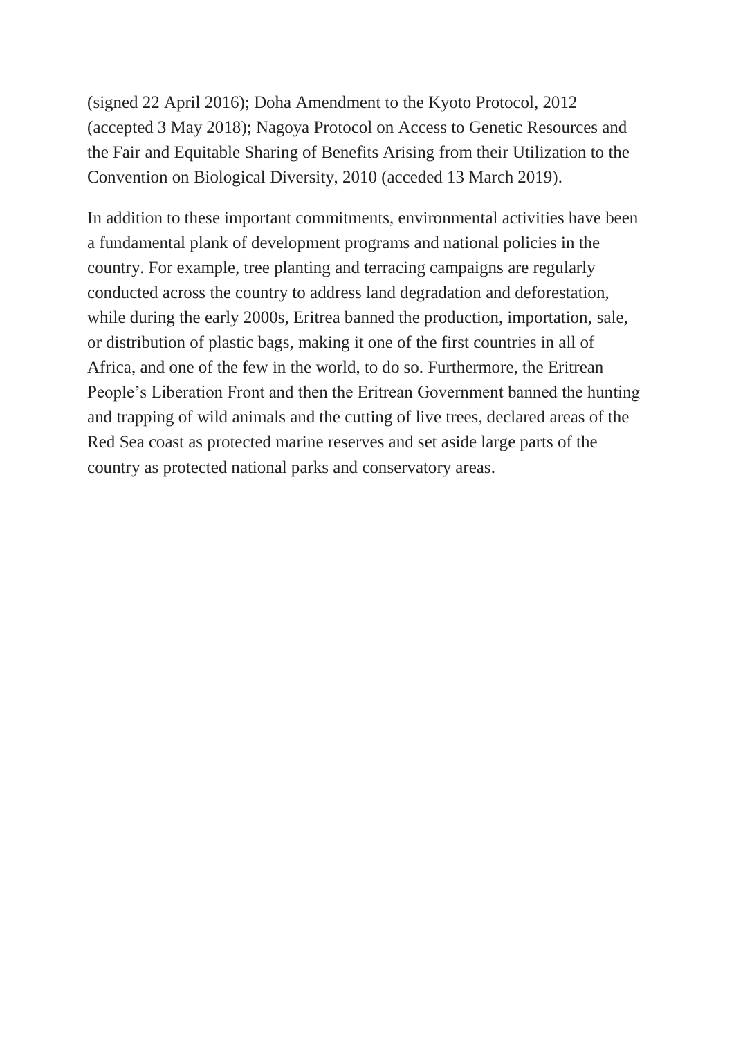(signed 22 April 2016); Doha Amendment to the Kyoto Protocol, 2012 (accepted 3 May 2018); Nagoya Protocol on Access to Genetic Resources and the Fair and Equitable Sharing of Benefits Arising from their Utilization to the Convention on Biological Diversity, 2010 (acceded 13 March 2019).

In addition to these important commitments, environmental activities have been a fundamental plank of development programs and national policies in the country. For example, tree planting and terracing campaigns are regularly conducted across the country to address land degradation and deforestation, while during the early 2000s, Eritrea banned the production, importation, sale, or distribution of plastic bags, making it one of the first countries in all of Africa, and one of the few in the world, to do so. Furthermore, the Eritrean People's Liberation Front and then the Eritrean Government banned the hunting and trapping of wild animals and the cutting of live trees, declared areas of the Red Sea coast as protected marine reserves and set aside large parts of the country as protected national parks and conservatory areas.